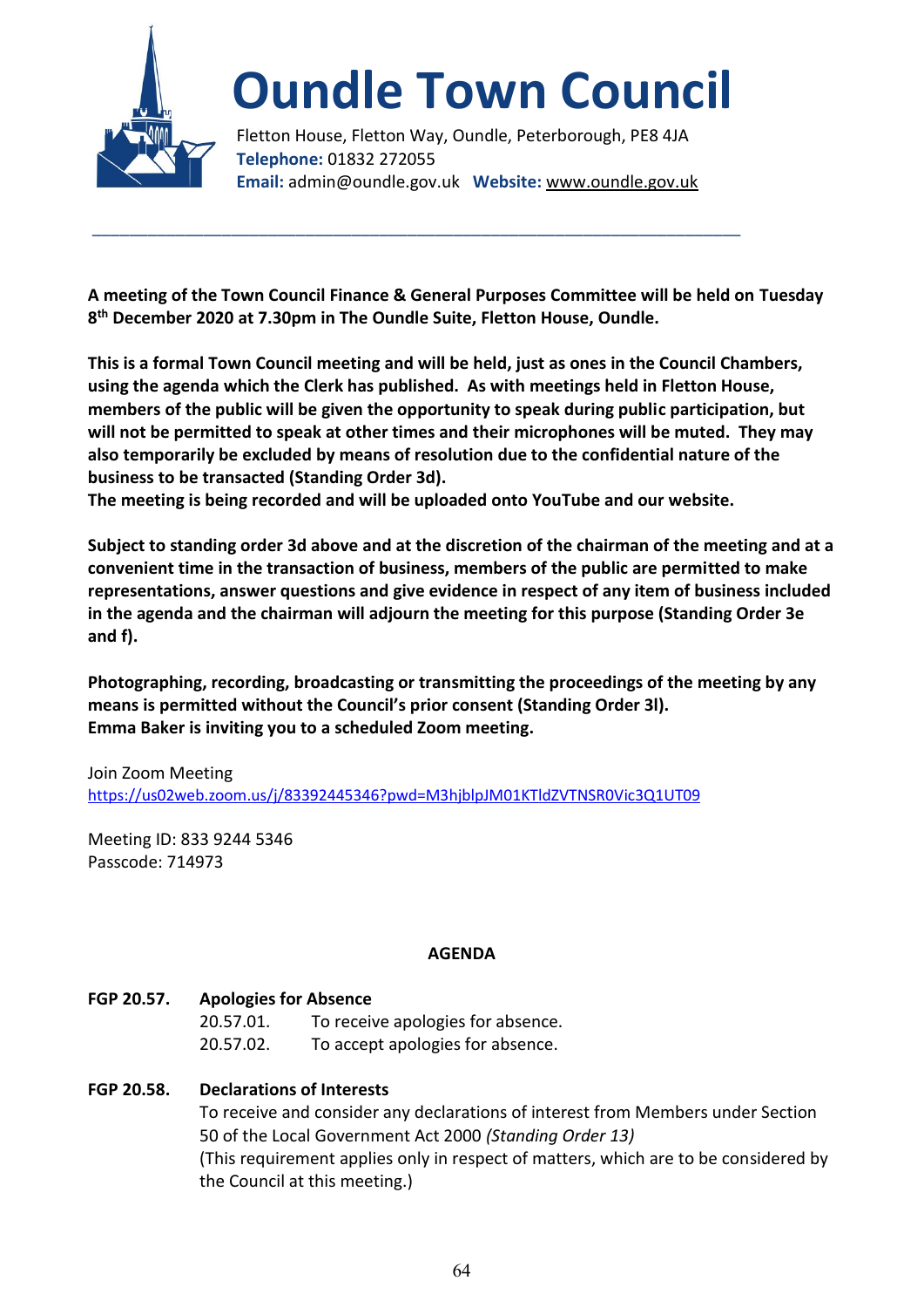# Oundle Town Council

Fletton House, Fletton Way, Oundle, Peterborough, PE8 4JA
**Telephone:** 01832 272055
**Email:** admin@oundle.gov.uk **Website:** www.oundle.gov.uk

---

**A meeting of the Town Council Finance & General Purposes Committee will be held on Tuesday 8th December 2020 at 7.30pm in The Oundle Suite, Fletton House, Oundle.**

**This is a formal Town Council meeting and will be held, just as ones in the Council Chambers, using the agenda which the Clerk has published. As with meetings held in Fletton House, members of the public will be given the opportunity to speak during public participation, but will not be permitted to speak at other times and their microphones will be muted. They may also temporarily be excluded by means of resolution due to the confidential nature of the business to be transacted (Standing Order 3d).**
**The meeting is being recorded and will be uploaded onto YouTube and our website.**

**Subject to standing order 3d above and at the discretion of the chairman of the meeting and at a convenient time in the transaction of business, members of the public are permitted to make representations, answer questions and give evidence in respect of any item of business included in the agenda and the chairman will adjourn the meeting for this purpose (Standing Order 3e and f).**

**Photographing, recording, broadcasting or transmitting the proceedings of the meeting by any means is permitted without the Council's prior consent (Standing Order 3l).**
**Emma Baker is inviting you to a scheduled Zoom meeting.**

Join Zoom Meeting
https://us02web.zoom.us/j/83392445346?pwd=M3hjblpJM01KTldZVTNSR0Vic3Q1UT09

Meeting ID: 833 9244 5346
Passcode: 714973

## AGENDA

**FGP 20.57. Apologies for Absence**

- 20.57.01. To receive apologies for absence.
- 20.57.02. To accept apologies for absence.

**FGP 20.58. Declarations of Interests**

To receive and consider any declarations of interest from Members under Section 50 of the Local Government Act 2000 *(Standing Order 13)*
(This requirement applies only in respect of matters, which are to be considered by the Council at this meeting.)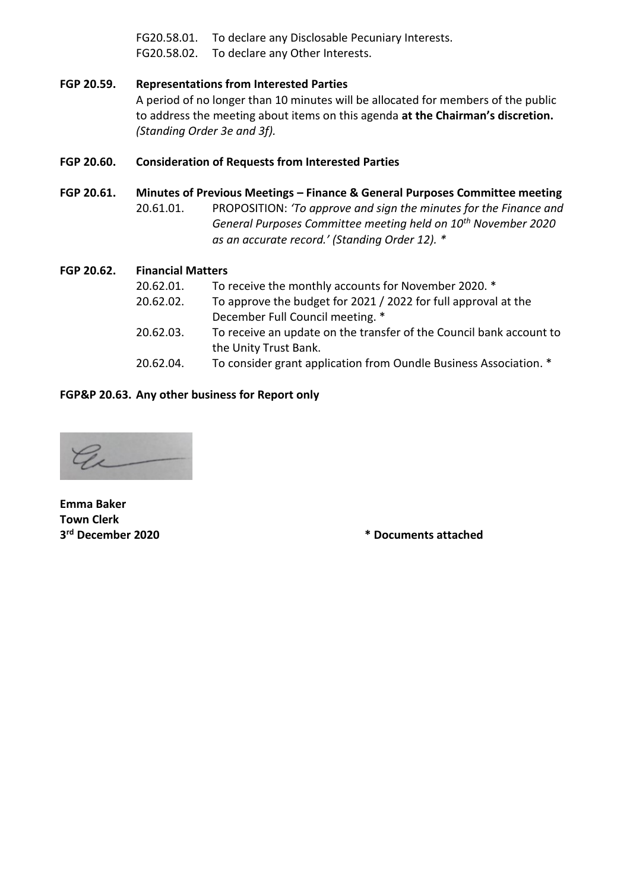FG20.58.01. To declare any Disclosable Pecuniary Interests.
FG20.58.02. To declare any Other Interests.

**FGP 20.59. Representations from Interested Parties**

A period of no longer than 10 minutes will be allocated for members of the public to address the meeting about items on this agenda **at the Chairman's discretion.** *(Standing Order 3e and 3f).*

**FGP 20.60. Consideration of Requests from Interested Parties**

**FGP 20.61. Minutes of Previous Meetings – Finance & General Purposes Committee meeting**

20.61.01. PROPOSITION: *'To approve and sign the minutes for the Finance and General Purposes Committee meeting held on 10th November 2020 as an accurate record.' (Standing Order 12). **

**FGP 20.62. Financial Matters**

20.62.01. To receive the monthly accounts for November 2020. *
20.62.02. To approve the budget for 2021 / 2022 for full approval at the December Full Council meeting. *
20.62.03. To receive an update on the transfer of the Council bank account to the Unity Trust Bank.
20.62.04. To consider grant application from Oundle Business Association. *

**FGP&P 20.63. Any other business for Report only**

**Emma Baker**
**Town Clerk**
**3rd December 2020**

*** Documents attached**